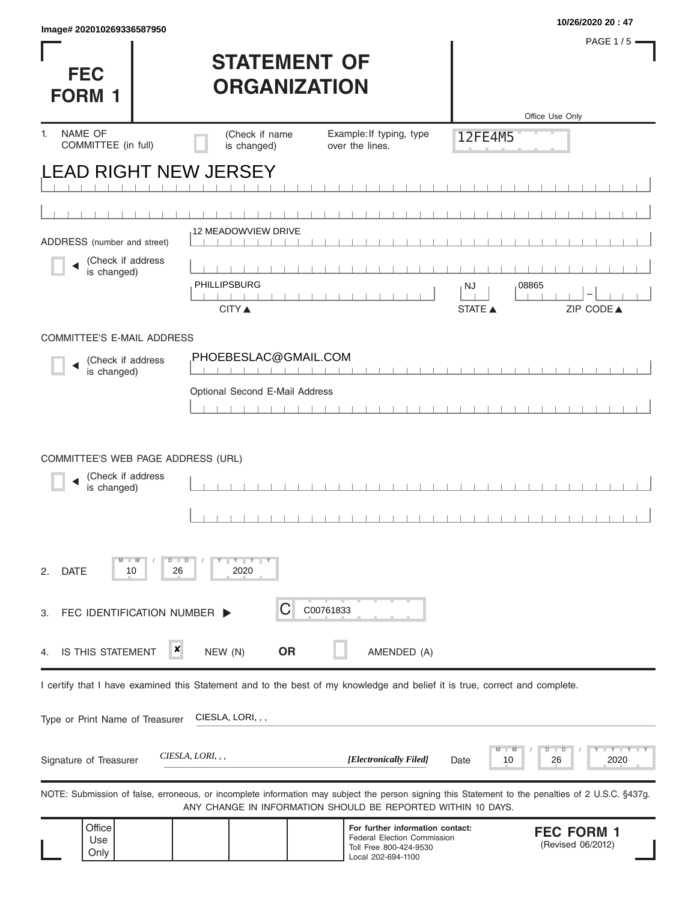Image# 202010269336587950

10/26/2020 20 : 47

# FEC FORM 1

# STATEMENT OF ORGANIZATION

Office Use Only

12FE4M5

1. NAME OF COMMITTEE (in full) (Check if name is changed) Example: If typing, type over the lines.

LEAD RIGHT NEW JERSEY

ADDRESS (number and street) (Check if address is changed)

12 MEADOWVIEW DRIVE

PHILLIPSBURG NJ 08865

CITY ▲ STATE ▲ ZIP CODE ▲

COMMITTEE'S E-MAIL ADDRESS (Check if address is changed)

PHOEBESLAC@GMAIL.COM

Optional Second E-Mail Address

COMMITTEE'S WEB PAGE ADDRESS (URL) (Check if address is changed)

2. DATE 10 / 26 / 2020

3. FEC IDENTIFICATION NUMBER ▶ C C00761833

4. IS THIS STATEMENT [x] NEW (N) **OR** [ ] AMENDED (A)

I certify that I have examined this Statement and to the best of my knowledge and belief it is true, correct and complete.

Type or Print Name of Treasurer CIESLA, LORI, , ,

Signature of Treasurer *CIESLA, LORI, , ,* ***[Electronically Filed]*** Date 10 / 26 / 2020

NOTE: Submission of false, erroneous, or incomplete information may subject the person signing this Statement to the penalties of 2 U.S.C. §437g. ANY CHANGE IN INFORMATION SHOULD BE REPORTED WITHIN 10 DAYS.

Office Use Only

**For further information contact:**
Federal Election Commission
Toll Free 800-424-9530
Local 202-694-1100

**FEC FORM 1**
(Revised 06/2012)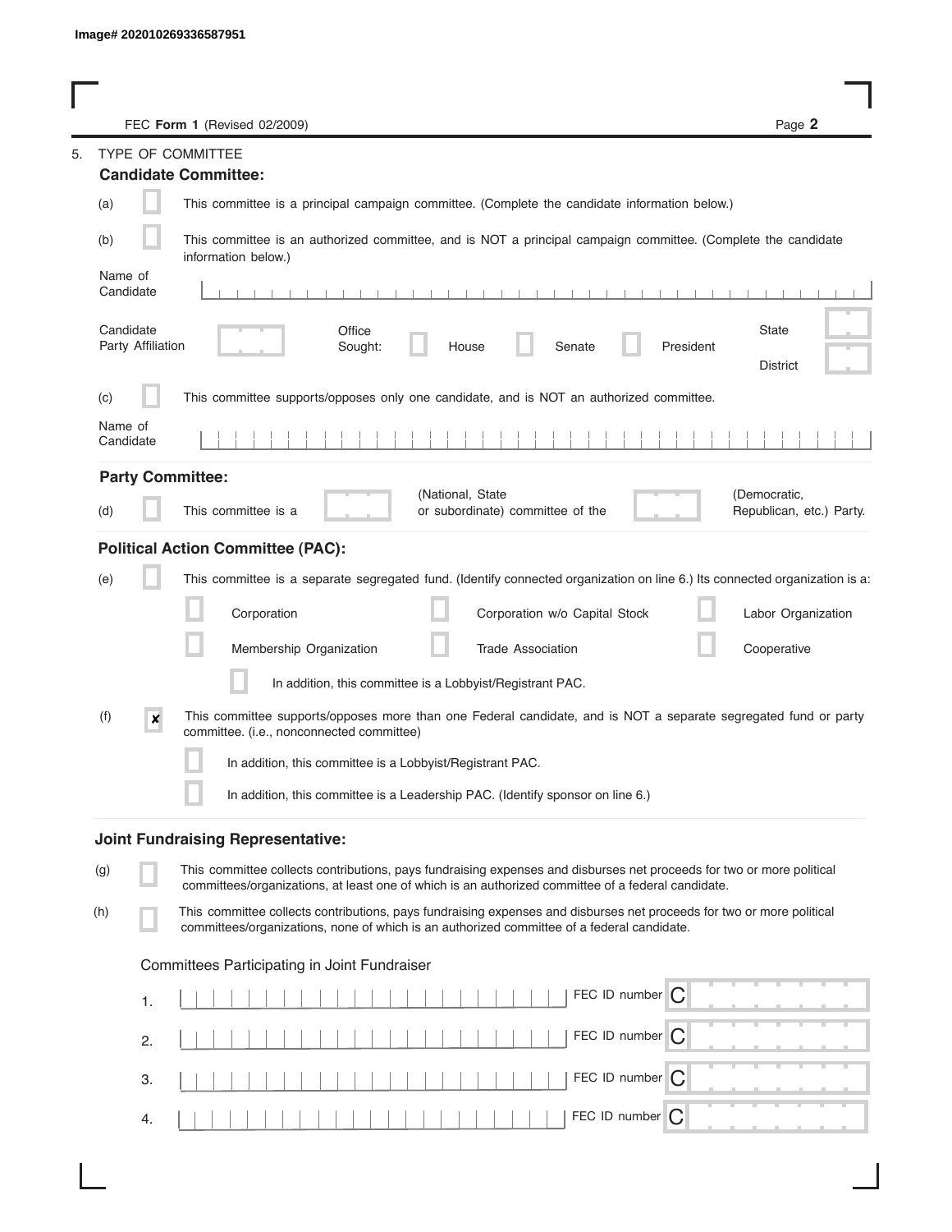Image# 202010269336587951

FEC **Form 1** (Revised 02/2009)

5. TYPE OF COMMITTEE

**Candidate Committee:**

(a) ☐ This committee is a principal campaign committee. (Complete the candidate information below.)

(b) ☐ This committee is an authorized committee, and is NOT a principal campaign committee. (Complete the candidate information below.)

Name of Candidate

Candidate Party Affiliation

Office Sought: ☐ House ☐ Senate ☐ President

State

District

(c) ☐ This committee supports/opposes only one candidate, and is NOT an authorized committee.

Name of Candidate

**Party Committee:**

(d) ☐ This committee is a (National, State or subordinate) committee of the (Democratic, Republican, etc.) Party.

**Political Action Committee (PAC):**

(e) ☐ This committee is a separate segregated fund. (Identify connected organization on line 6.) Its connected organization is a:

☐ Corporation ☐ Corporation w/o Capital Stock ☐ Labor Organization

☐ Membership Organization ☐ Trade Association ☐ Cooperative

☐ In addition, this committee is a Lobbyist/Registrant PAC.

(f) ☒ This committee supports/opposes more than one Federal candidate, and is NOT a separate segregated fund or party committee. (i.e., nonconnected committee)

☐ In addition, this committee is a Lobbyist/Registrant PAC.

☐ In addition, this committee is a Leadership PAC. (Identify sponsor on line 6.)

**Joint Fundraising Representative:**

(g) ☐ This committee collects contributions, pays fundraising expenses and disburses net proceeds for two or more political committees/organizations, at least one of which is an authorized committee of a federal candidate.

(h) ☐ This committee collects contributions, pays fundraising expenses and disburses net proceeds for two or more political committees/organizations, none of which is an authorized committee of a federal candidate.

Committees Participating in Joint Fundraiser

1. FEC ID number C

2. FEC ID number C

3. FEC ID number C

4. FEC ID number C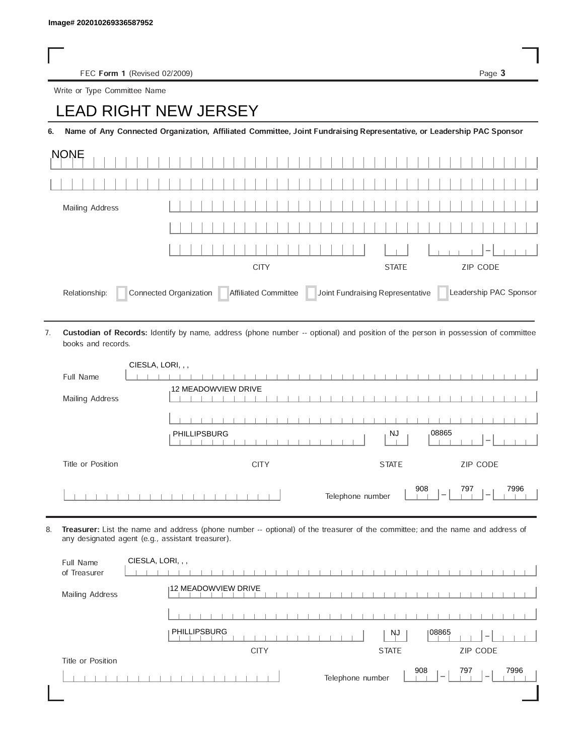Image# 202010269336587952

FEC **Form 1** (Revised 02/2009)

Write or Type Committee Name

# LEAD RIGHT NEW JERSEY

**6. Name of Any Connected Organization, Affiliated Committee, Joint Fundraising Representative, or Leadership PAC Sponsor**

NONE

Mailing Address

CITY | STATE | ZIP CODE

Relationship: ☐ Connected Organization ☐ Affiliated Committee ☐ Joint Fundraising Representative ☐ Leadership PAC Sponsor

7. **Custodian of Records:** Identify by name, address (phone number -- optional) and position of the person in possession of committee books and records.

Full Name: CIESLA, LORI, , ,

Mailing Address: 12 MEADOWVIEW DRIVE

PHILLIPSBURG | NJ | 08865

CITY | STATE | ZIP CODE

Title or Position

Telephone number: 908 - 797 - 7996

8. **Treasurer:** List the name and address (phone number -- optional) of the treasurer of the committee; and the name and address of any designated agent (e.g., assistant treasurer).

Full Name of Treasurer: CIESLA, LORI, , ,

Mailing Address: 12 MEADOWVIEW DRIVE

PHILLIPSBURG | NJ | 08865

CITY | STATE | ZIP CODE

Title or Position

Telephone number: 908 - 797 - 7996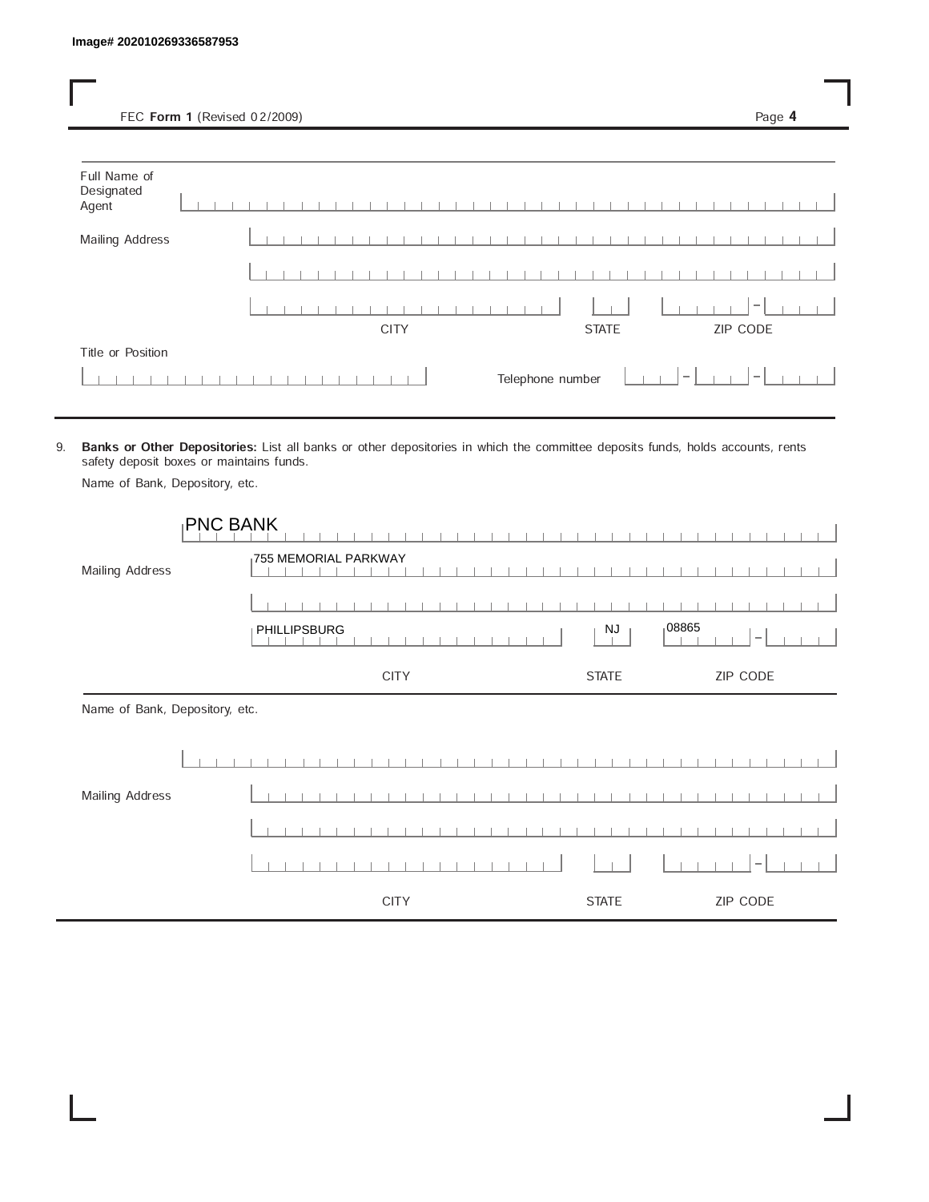Image# 202010269336587953

FEC **Form 1** (Revised 02/2009)

Full Name of Designated Agent:

Mailing Address:

CITY: STATE: ZIP CODE:

Title or Position:

Telephone number:

---

9. **Banks or Other Depositories:** List all banks or other depositories in which the committee deposits funds, holds accounts, rents safety deposit boxes or maintains funds.

Name of Bank, Depository, etc.

PNC BANK

Mailing Address: 755 MEMORIAL PARKWAY

| CITY | STATE | ZIP CODE |
|---|---|---|
| PHILLIPSBURG | NJ | 08865 |

---

Name of Bank, Depository, etc.

Mailing Address:

CITY: STATE: ZIP CODE: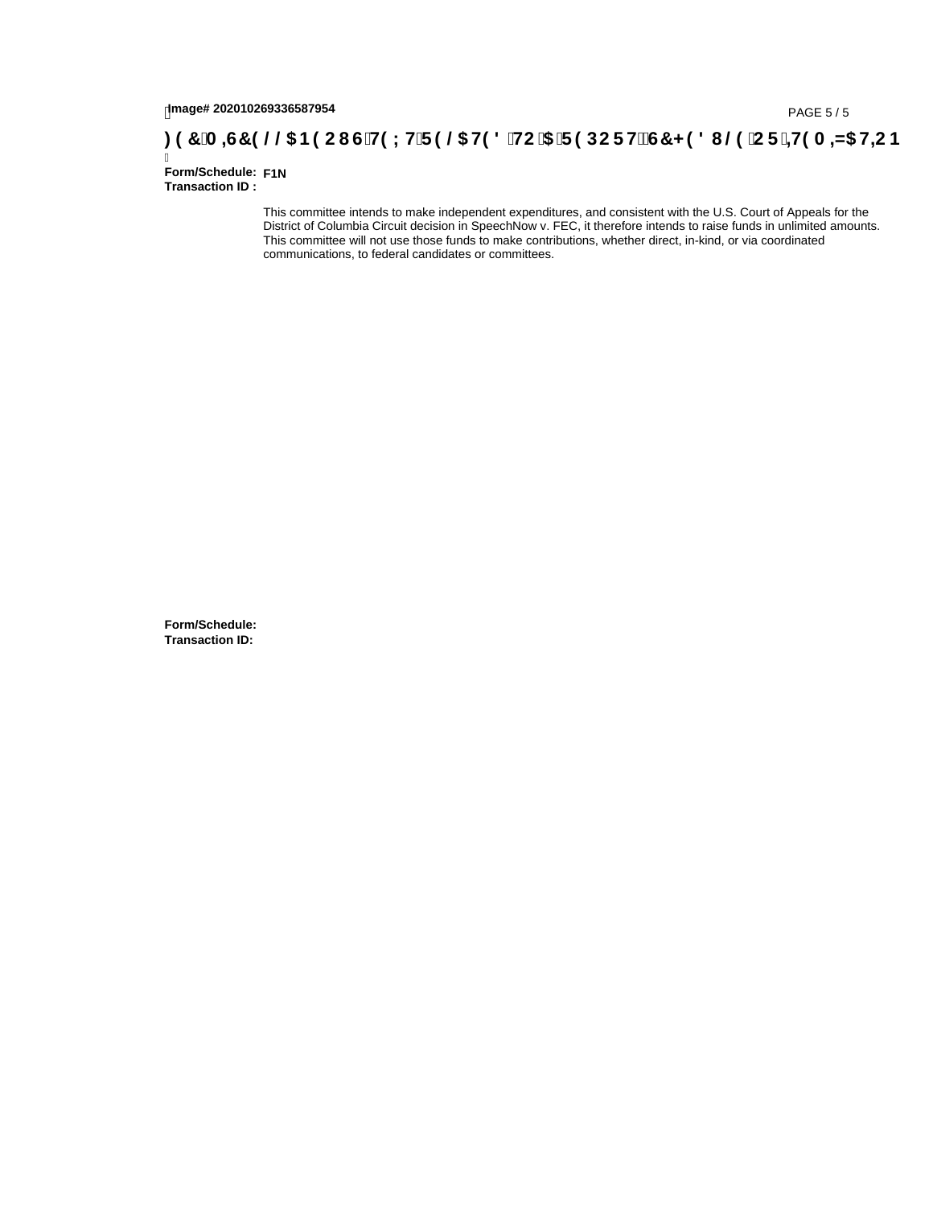**Image# 202010269336587954**

**) ( &0 ,6&( / / $1 ( 2 8 6 7( ; 7 5( / $7( ' 72 $ 5( 3 2 5 7 6&+ ( ' 8 / ( 2 5 ,7( 0 ,=$7,2 1**

**Form/Schedule:** **F1N**
**Transaction ID :**

This committee intends to make independent expenditures, and consistent with the U.S. Court of Appeals for the District of Columbia Circuit decision in SpeechNow v. FEC, it therefore intends to raise funds in unlimited amounts. This committee will not use those funds to make contributions, whether direct, in-kind, or via coordinated communications, to federal candidates or committees.

**Form/Schedule:**
**Transaction ID:**